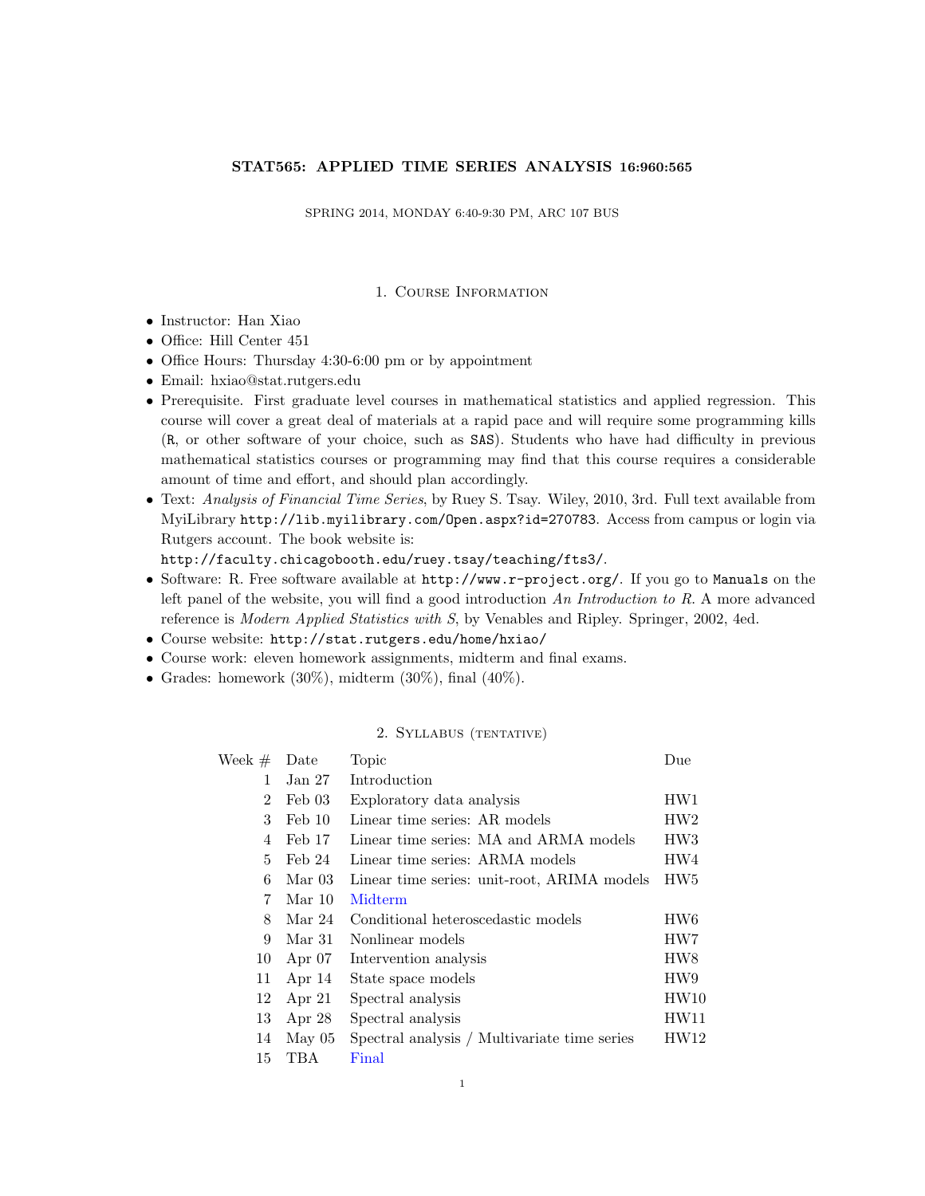# STAT565: APPLIED TIME SERIES ANALYSIS 16:960:565

SPRING 2014, MONDAY 6:40-9:30 PM, ARC 107 BUS

## 1. Course Information

- Instructor: Han Xiao
- Office: Hill Center 451
- Office Hours: Thursday 4:30-6:00 pm or by appointment
- Email: hxiao@stat.rutgers.edu
- Prerequisite. First graduate level courses in mathematical statistics and applied regression. This course will cover a great deal of materials at a rapid pace and will require some programming kills (`R`, or other software of your choice, such as `SAS`). Students who have had difficulty in previous mathematical statistics courses or programming may find that this course requires a considerable amount of time and effort, and should plan accordingly.
- Text: *Analysis of Financial Time Series*, by Ruey S. Tsay. Wiley, 2010, 3rd. Full text available from MyiLibrary `http://lib.myilibrary.com/Open.aspx?id=270783`. Access from campus or login via Rutgers account. The book website is:
  `http://faculty.chicagobooth.edu/ruey.tsay/teaching/fts3/`.
- Software: R. Free software available at `http://www.r-project.org/`. If you go to `Manuals` on the left panel of the website, you will find a good introduction *An Introduction to R*. A more advanced reference is *Modern Applied Statistics with S*, by Venables and Ripley. Springer, 2002, 4ed.
- Course website: `http://stat.rutgers.edu/home/hxiao/`
- Course work: eleven homework assignments, midterm and final exams.
- Grades: homework (30%), midterm (30%), final (40%).

## 2. Syllabus (tentative)

| Week # | Date | Topic | Due |
|---|---|---|---|
| 1 | Jan 27 | Introduction | |
| 2 | Feb 03 | Exploratory data analysis | HW1 |
| 3 | Feb 10 | Linear time series: AR models | HW2 |
| 4 | Feb 17 | Linear time series: MA and ARMA models | HW3 |
| 5 | Feb 24 | Linear time series: ARMA models | HW4 |
| 6 | Mar 03 | Linear time series: unit-root, ARIMA models | HW5 |
| 7 | Mar 10 | Midterm | |
| 8 | Mar 24 | Conditional heteroscedastic models | HW6 |
| 9 | Mar 31 | Nonlinear models | HW7 |
| 10 | Apr 07 | Intervention analysis | HW8 |
| 11 | Apr 14 | State space models | HW9 |
| 12 | Apr 21 | Spectral analysis | HW10 |
| 13 | Apr 28 | Spectral analysis | HW11 |
| 14 | May 05 | Spectral analysis / Multivariate time series | HW12 |
| 15 | TBA | Final | |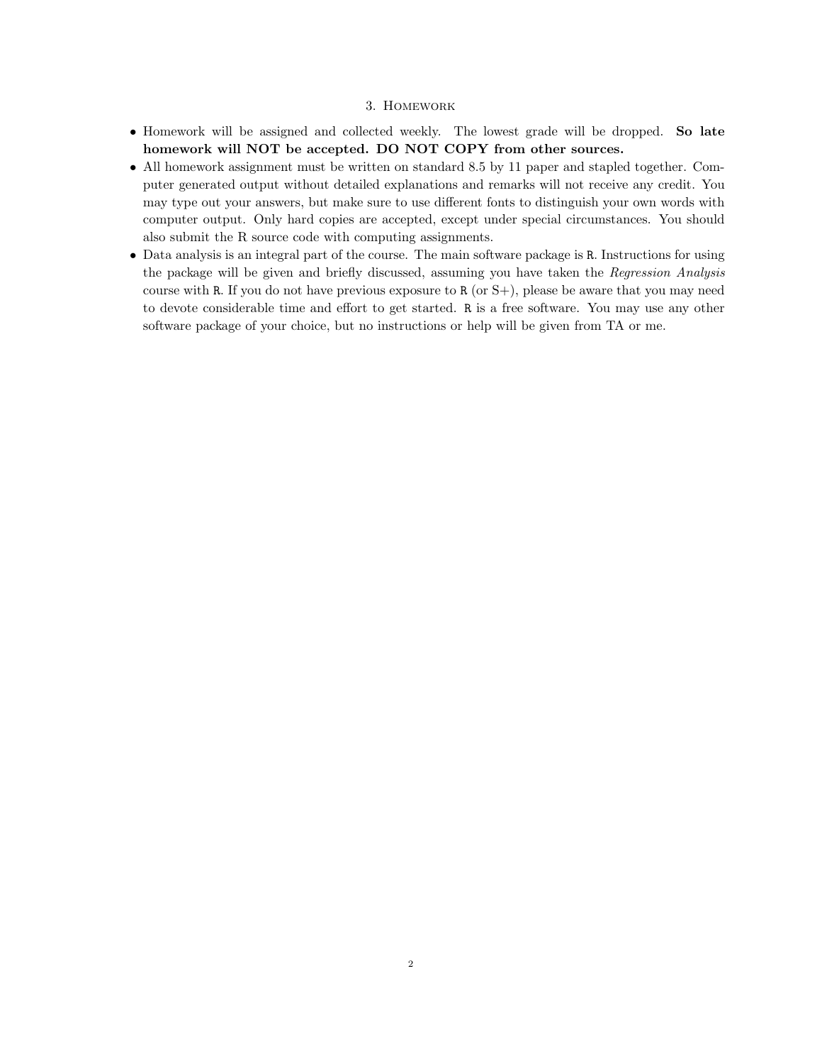## 3. Homework

- Homework will be assigned and collected weekly. The lowest grade will be dropped. **So late homework will NOT be accepted. DO NOT COPY from other sources.**
- All homework assignment must be written on standard 8.5 by 11 paper and stapled together. Computer generated output without detailed explanations and remarks will not receive any credit. You may type out your answers, but make sure to use different fonts to distinguish your own words with computer output. Only hard copies are accepted, except under special circumstances. You should also submit the R source code with computing assignments.
- Data analysis is an integral part of the course. The main software package is `R`. Instructions for using the package will be given and briefly discussed, assuming you have taken the *Regression Analysis* course with `R`. If you do not have previous exposure to `R` (or S+), please be aware that you may need to devote considerable time and effort to get started. `R` is a free software. You may use any other software package of your choice, but no instructions or help will be given from TA or me.